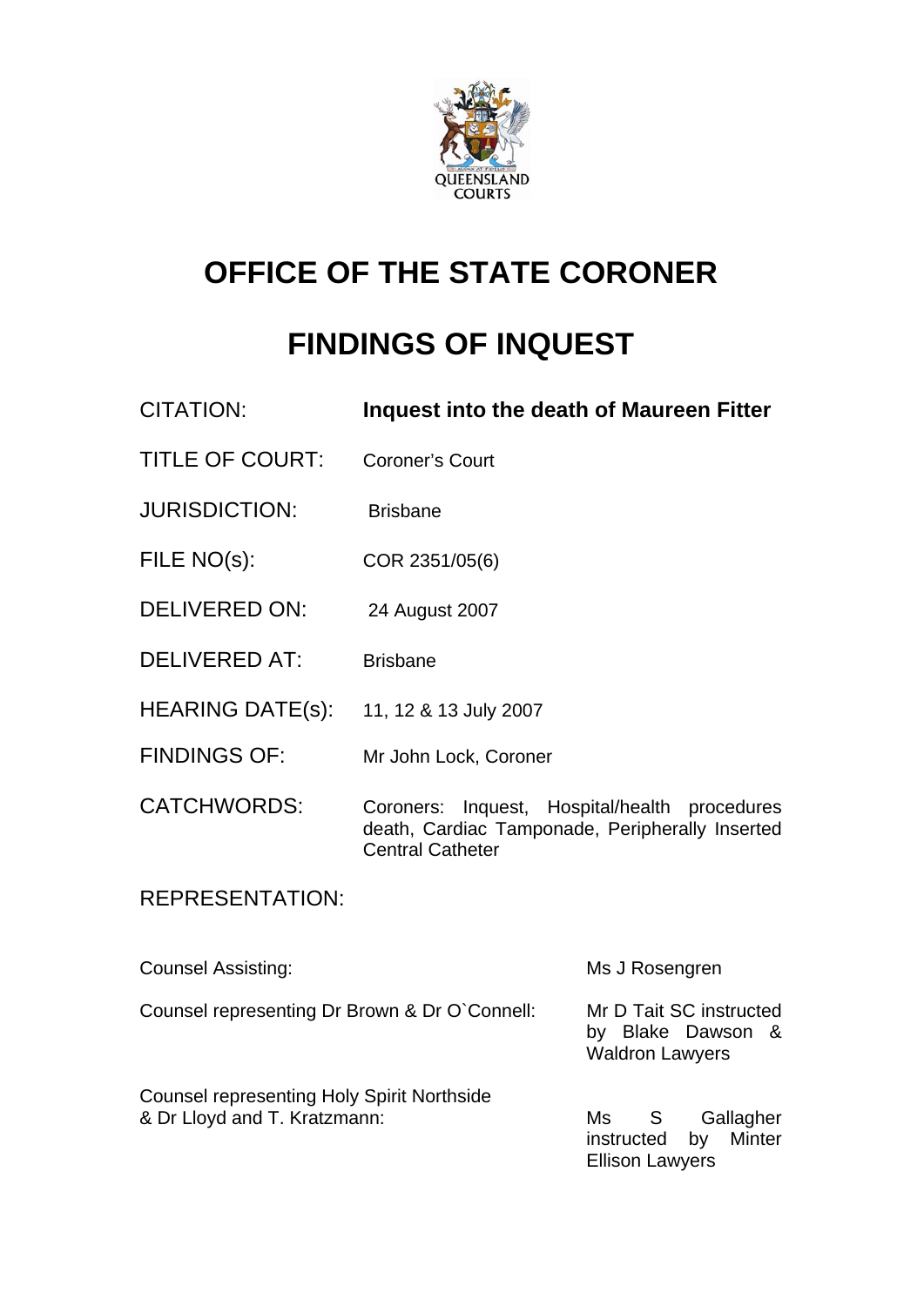QUEENSLAND COURTS

# OFFICE OF THE STATE CORONER

# FINDINGS OF INQUEST

| | |
|---|---|
| CITATION: | **Inquest into the death of Maureen Fitter** |
| TITLE OF COURT: | Coroner's Court |
| JURISDICTION: | Brisbane |
| FILE NO(s): | COR 2351/05(6) |
| DELIVERED ON: | 24 August 2007 |
| DELIVERED AT: | Brisbane |
| HEARING DATE(s): | 11, 12 & 13 July 2007 |
| FINDINGS OF: | Mr John Lock, Coroner |
| CATCHWORDS: | Coroners: Inquest, Hospital/health procedures death, Cardiac Tamponade, Peripherally Inserted Central Catheter |

REPRESENTATION:

| | |
|---|---|
| Counsel Assisting: | Ms J Rosengren |
| Counsel representing Dr Brown & Dr O`Connell: | Mr D Tait SC instructed by Blake Dawson & Waldron Lawyers |
| Counsel representing Holy Spirit Northside & Dr Lloyd and T. Kratzmann: | Ms S Gallagher instructed by Minter Ellison Lawyers |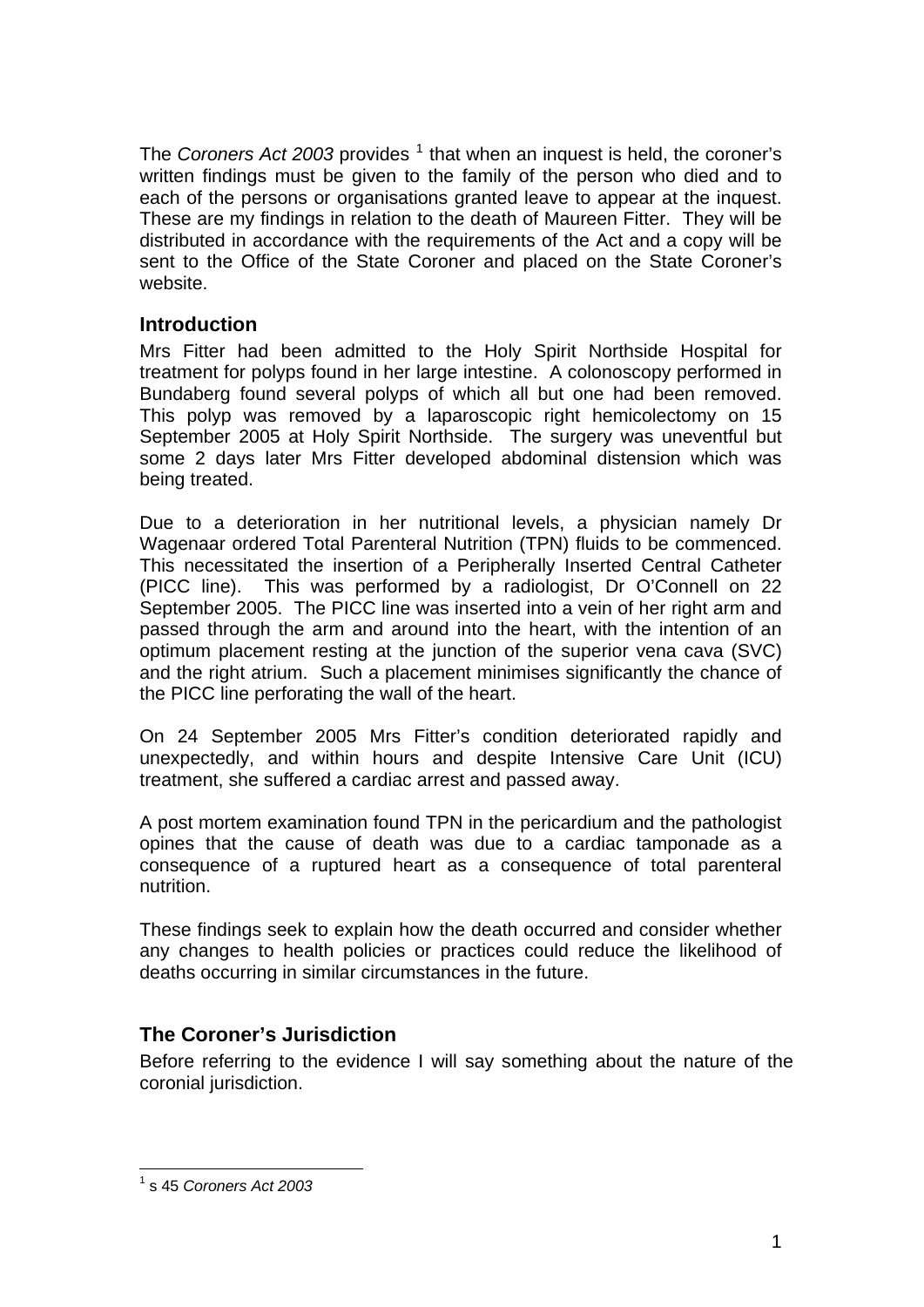The *Coroners Act 2003* provides [1] that when an inquest is held, the coroner's written findings must be given to the family of the person who died and to each of the persons or organisations granted leave to appear at the inquest. These are my findings in relation to the death of Maureen Fitter. They will be distributed in accordance with the requirements of the Act and a copy will be sent to the Office of the State Coroner and placed on the State Coroner's website.

## Introduction

Mrs Fitter had been admitted to the Holy Spirit Northside Hospital for treatment for polyps found in her large intestine. A colonoscopy performed in Bundaberg found several polyps of which all but one had been removed. This polyp was removed by a laparoscopic right hemicolectomy on 15 September 2005 at Holy Spirit Northside. The surgery was uneventful but some 2 days later Mrs Fitter developed abdominal distension which was being treated.

Due to a deterioration in her nutritional levels, a physician namely Dr Wagenaar ordered Total Parenteral Nutrition (TPN) fluids to be commenced. This necessitated the insertion of a Peripherally Inserted Central Catheter (PICC line). This was performed by a radiologist, Dr O'Connell on 22 September 2005. The PICC line was inserted into a vein of her right arm and passed through the arm and around into the heart, with the intention of an optimum placement resting at the junction of the superior vena cava (SVC) and the right atrium. Such a placement minimises significantly the chance of the PICC line perforating the wall of the heart.

On 24 September 2005 Mrs Fitter's condition deteriorated rapidly and unexpectedly, and within hours and despite Intensive Care Unit (ICU) treatment, she suffered a cardiac arrest and passed away.

A post mortem examination found TPN in the pericardium and the pathologist opines that the cause of death was due to a cardiac tamponade as a consequence of a ruptured heart as a consequence of total parenteral nutrition.

These findings seek to explain how the death occurred and consider whether any changes to health policies or practices could reduce the likelihood of deaths occurring in similar circumstances in the future.

## The Coroner's Jurisdiction

Before referring to the evidence I will say something about the nature of the coronial jurisdiction.

---

[1] s 45 *Coroners Act 2003*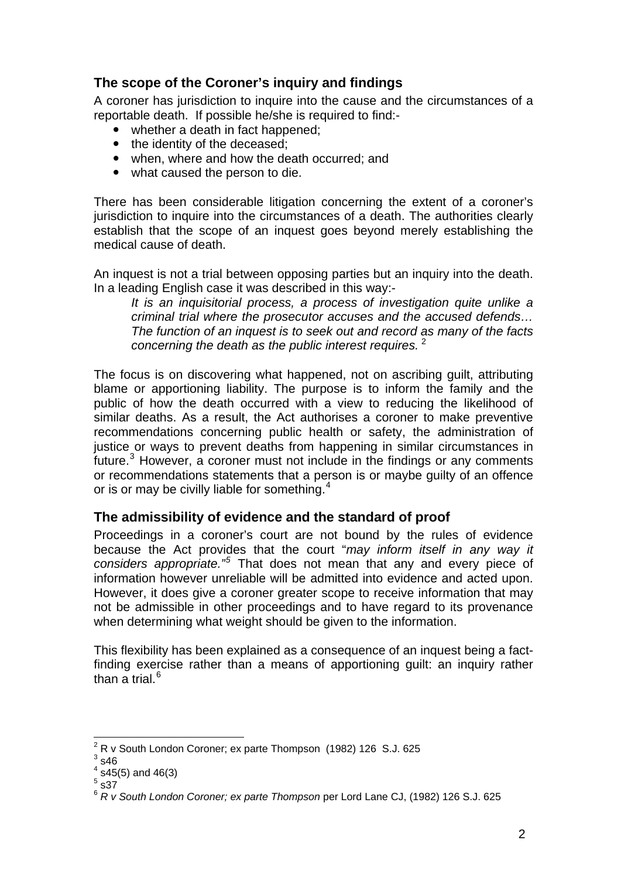## The scope of the Coroner's inquiry and findings

A coroner has jurisdiction to inquire into the cause and the circumstances of a reportable death. If possible he/she is required to find:-

- whether a death in fact happened;
- the identity of the deceased;
- when, where and how the death occurred; and
- what caused the person to die.

There has been considerable litigation concerning the extent of a coroner's jurisdiction to inquire into the circumstances of a death. The authorities clearly establish that the scope of an inquest goes beyond merely establishing the medical cause of death.

An inquest is not a trial between opposing parties but an inquiry into the death. In a leading English case it was described in this way:-

> *It is an inquisitorial process, a process of investigation quite unlike a criminal trial where the prosecutor accuses and the accused defends… The function of an inquest is to seek out and record as many of the facts concerning the death as the public interest requires.* [2]

The focus is on discovering what happened, not on ascribing guilt, attributing blame or apportioning liability. The purpose is to inform the family and the public of how the death occurred with a view to reducing the likelihood of similar deaths. As a result, the Act authorises a coroner to make preventive recommendations concerning public health or safety, the administration of justice or ways to prevent deaths from happening in similar circumstances in future.[3] However, a coroner must not include in the findings or any comments or recommendations statements that a person is or maybe guilty of an offence or is or may be civilly liable for something.[4]

## The admissibility of evidence and the standard of proof

Proceedings in a coroner's court are not bound by the rules of evidence because the Act provides that the court "*may inform itself in any way it considers appropriate."*[5] That does not mean that any and every piece of information however unreliable will be admitted into evidence and acted upon. However, it does give a coroner greater scope to receive information that may not be admissible in other proceedings and to have regard to its provenance when determining what weight should be given to the information.

This flexibility has been explained as a consequence of an inquest being a fact-finding exercise rather than a means of apportioning guilt: an inquiry rather than a trial.[6]

---

[2] R v South London Coroner; ex parte Thompson (1982) 126 S.J. 625
[3] s46
[4] s45(5) and 46(3)
[5] s37
[6] *R v South London Coroner; ex parte Thompson* per Lord Lane CJ, (1982) 126 S.J. 625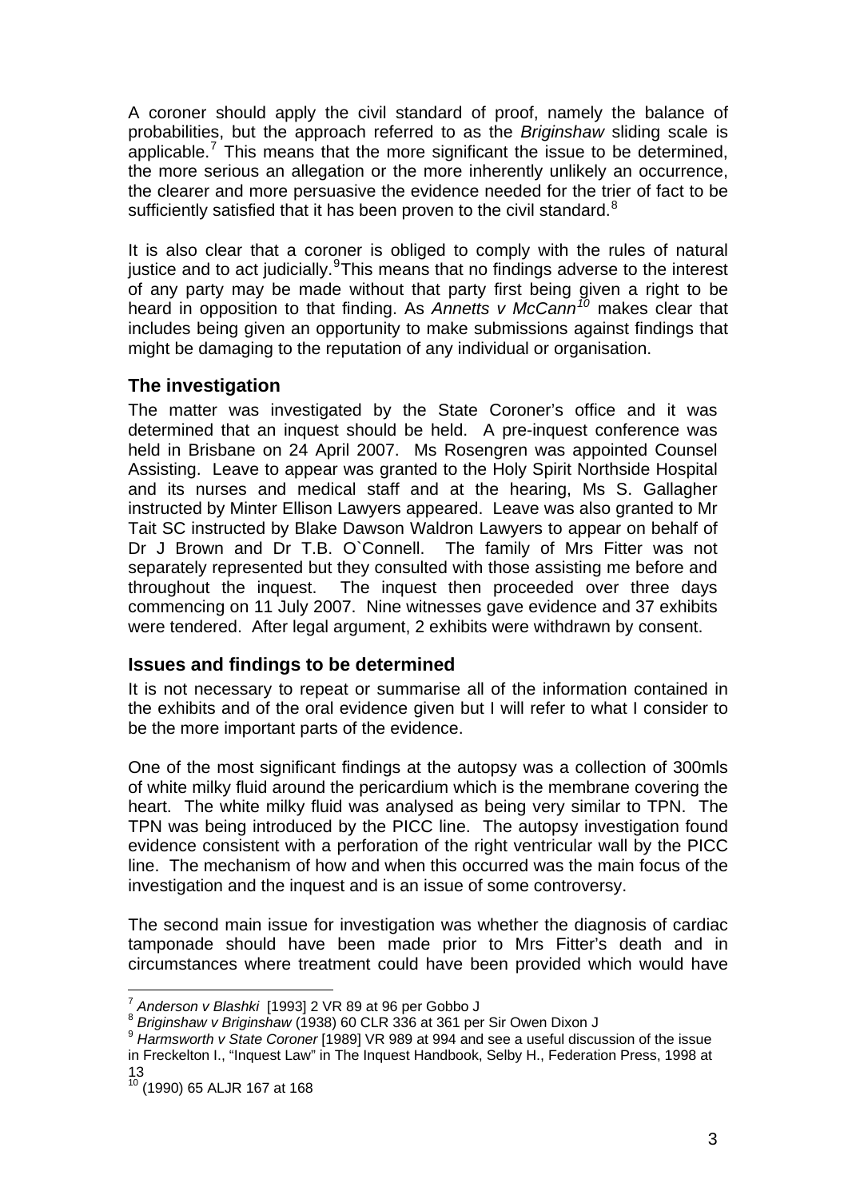A coroner should apply the civil standard of proof, namely the balance of probabilities, but the approach referred to as the *Briginshaw* sliding scale is applicable.[7] This means that the more significant the issue to be determined, the more serious an allegation or the more inherently unlikely an occurrence, the clearer and more persuasive the evidence needed for the trier of fact to be sufficiently satisfied that it has been proven to the civil standard.[8]

It is also clear that a coroner is obliged to comply with the rules of natural justice and to act judicially.[9] This means that no findings adverse to the interest of any party may be made without that party first being given a right to be heard in opposition to that finding. As *Annetts v McCann*[10] makes clear that includes being given an opportunity to make submissions against findings that might be damaging to the reputation of any individual or organisation.

## The investigation

The matter was investigated by the State Coroner's office and it was determined that an inquest should be held. A pre-inquest conference was held in Brisbane on 24 April 2007. Ms Rosengren was appointed Counsel Assisting. Leave to appear was granted to the Holy Spirit Northside Hospital and its nurses and medical staff and at the hearing, Ms S. Gallagher instructed by Minter Ellison Lawyers appeared. Leave was also granted to Mr Tait SC instructed by Blake Dawson Waldron Lawyers to appear on behalf of Dr J Brown and Dr T.B. O`Connell. The family of Mrs Fitter was not separately represented but they consulted with those assisting me before and throughout the inquest. The inquest then proceeded over three days commencing on 11 July 2007. Nine witnesses gave evidence and 37 exhibits were tendered. After legal argument, 2 exhibits were withdrawn by consent.

## Issues and findings to be determined

It is not necessary to repeat or summarise all of the information contained in the exhibits and of the oral evidence given but I will refer to what I consider to be the more important parts of the evidence.

One of the most significant findings at the autopsy was a collection of 300mls of white milky fluid around the pericardium which is the membrane covering the heart. The white milky fluid was analysed as being very similar to TPN. The TPN was being introduced by the PICC line. The autopsy investigation found evidence consistent with a perforation of the right ventricular wall by the PICC line. The mechanism of how and when this occurred was the main focus of the investigation and the inquest and is an issue of some controversy.

The second main issue for investigation was whether the diagnosis of cardiac tamponade should have been made prior to Mrs Fitter's death and in circumstances where treatment could have been provided which would have

---

[7] *Anderson v Blashki* [1993] 2 VR 89 at 96 per Gobbo J

[8] *Briginshaw v Briginshaw* (1938) 60 CLR 336 at 361 per Sir Owen Dixon J

[9] *Harmsworth v State Coroner* [1989] VR 989 at 994 and see a useful discussion of the issue in Freckelton I., "Inquest Law" in The Inquest Handbook, Selby H., Federation Press, 1998 at 13

[10] (1990) 65 ALJR 167 at 168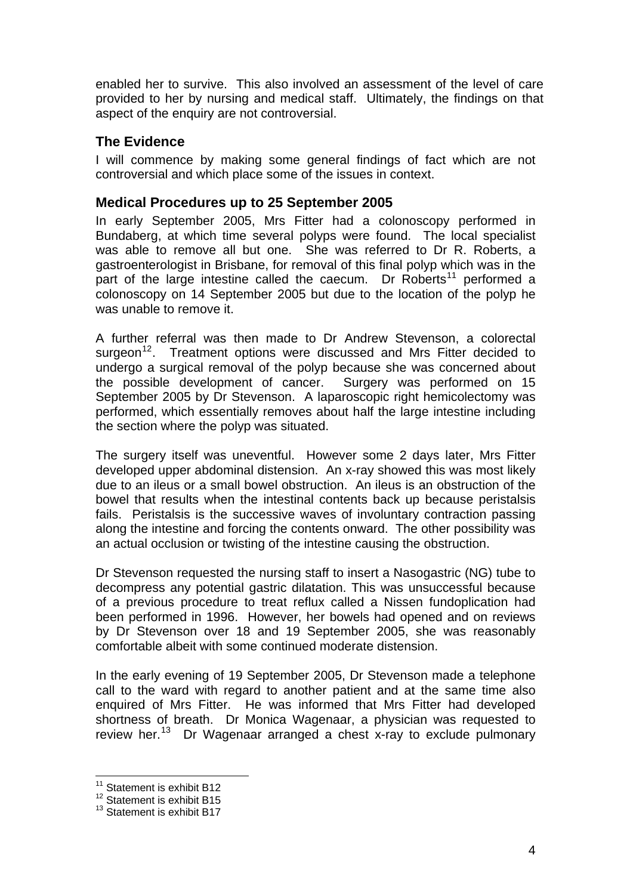enabled her to survive. This also involved an assessment of the level of care provided to her by nursing and medical staff. Ultimately, the findings on that aspect of the enquiry are not controversial.

## The Evidence

I will commence by making some general findings of fact which are not controversial and which place some of the issues in context.

## Medical Procedures up to 25 September 2005

In early September 2005, Mrs Fitter had a colonoscopy performed in Bundaberg, at which time several polyps were found. The local specialist was able to remove all but one. She was referred to Dr R. Roberts, a gastroenterologist in Brisbane, for removal of this final polyp which was in the part of the large intestine called the caecum. Dr Roberts[11] performed a colonoscopy on 14 September 2005 but due to the location of the polyp he was unable to remove it.

A further referral was then made to Dr Andrew Stevenson, a colorectal surgeon[12]. Treatment options were discussed and Mrs Fitter decided to undergo a surgical removal of the polyp because she was concerned about the possible development of cancer. Surgery was performed on 15 September 2005 by Dr Stevenson. A laparoscopic right hemicolectomy was performed, which essentially removes about half the large intestine including the section where the polyp was situated.

The surgery itself was uneventful. However some 2 days later, Mrs Fitter developed upper abdominal distension. An x-ray showed this was most likely due to an ileus or a small bowel obstruction. An ileus is an obstruction of the bowel that results when the intestinal contents back up because peristalsis fails. Peristalsis is the successive waves of involuntary contraction passing along the intestine and forcing the contents onward. The other possibility was an actual occlusion or twisting of the intestine causing the obstruction.

Dr Stevenson requested the nursing staff to insert a Nasogastric (NG) tube to decompress any potential gastric dilatation. This was unsuccessful because of a previous procedure to treat reflux called a Nissen fundoplication had been performed in 1996. However, her bowels had opened and on reviews by Dr Stevenson over 18 and 19 September 2005, she was reasonably comfortable albeit with some continued moderate distension.

In the early evening of 19 September 2005, Dr Stevenson made a telephone call to the ward with regard to another patient and at the same time also enquired of Mrs Fitter. He was informed that Mrs Fitter had developed shortness of breath. Dr Monica Wagenaar, a physician was requested to review her.[13] Dr Wagenaar arranged a chest x-ray to exclude pulmonary

---

[11] Statement is exhibit B12

[12] Statement is exhibit B15

[13] Statement is exhibit B17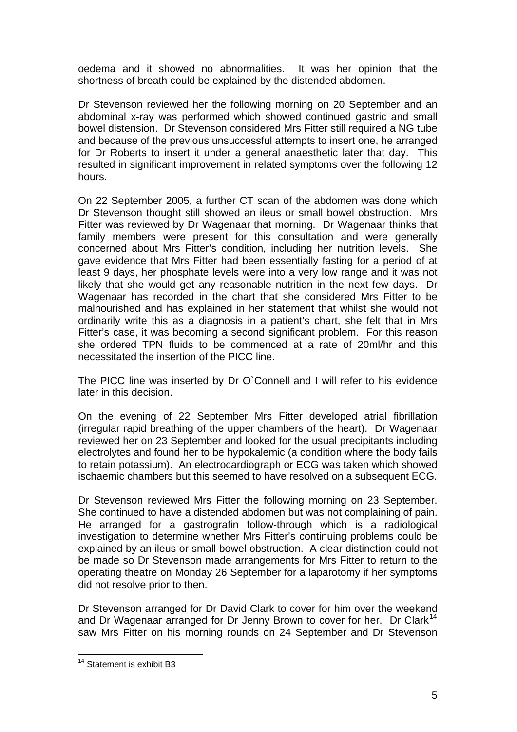oedema and it showed no abnormalities. It was her opinion that the shortness of breath could be explained by the distended abdomen.

Dr Stevenson reviewed her the following morning on 20 September and an abdominal x-ray was performed which showed continued gastric and small bowel distension. Dr Stevenson considered Mrs Fitter still required a NG tube and because of the previous unsuccessful attempts to insert one, he arranged for Dr Roberts to insert it under a general anaesthetic later that day. This resulted in significant improvement in related symptoms over the following 12 hours.

On 22 September 2005, a further CT scan of the abdomen was done which Dr Stevenson thought still showed an ileus or small bowel obstruction. Mrs Fitter was reviewed by Dr Wagenaar that morning. Dr Wagenaar thinks that family members were present for this consultation and were generally concerned about Mrs Fitter's condition, including her nutrition levels. She gave evidence that Mrs Fitter had been essentially fasting for a period of at least 9 days, her phosphate levels were into a very low range and it was not likely that she would get any reasonable nutrition in the next few days. Dr Wagenaar has recorded in the chart that she considered Mrs Fitter to be malnourished and has explained in her statement that whilst she would not ordinarily write this as a diagnosis in a patient's chart, she felt that in Mrs Fitter's case, it was becoming a second significant problem. For this reason she ordered TPN fluids to be commenced at a rate of 20ml/hr and this necessitated the insertion of the PICC line.

The PICC line was inserted by Dr O`Connell and I will refer to his evidence later in this decision.

On the evening of 22 September Mrs Fitter developed atrial fibrillation (irregular rapid breathing of the upper chambers of the heart). Dr Wagenaar reviewed her on 23 September and looked for the usual precipitants including electrolytes and found her to be hypokalemic (a condition where the body fails to retain potassium). An electrocardiograph or ECG was taken which showed ischaemic chambers but this seemed to have resolved on a subsequent ECG.

Dr Stevenson reviewed Mrs Fitter the following morning on 23 September. She continued to have a distended abdomen but was not complaining of pain. He arranged for a gastrografin follow-through which is a radiological investigation to determine whether Mrs Fitter's continuing problems could be explained by an ileus or small bowel obstruction. A clear distinction could not be made so Dr Stevenson made arrangements for Mrs Fitter to return to the operating theatre on Monday 26 September for a laparotomy if her symptoms did not resolve prior to then.

Dr Stevenson arranged for Dr David Clark to cover for him over the weekend and Dr Wagenaar arranged for Dr Jenny Brown to cover for her. Dr Clark[14] saw Mrs Fitter on his morning rounds on 24 September and Dr Stevenson

[14] Statement is exhibit B3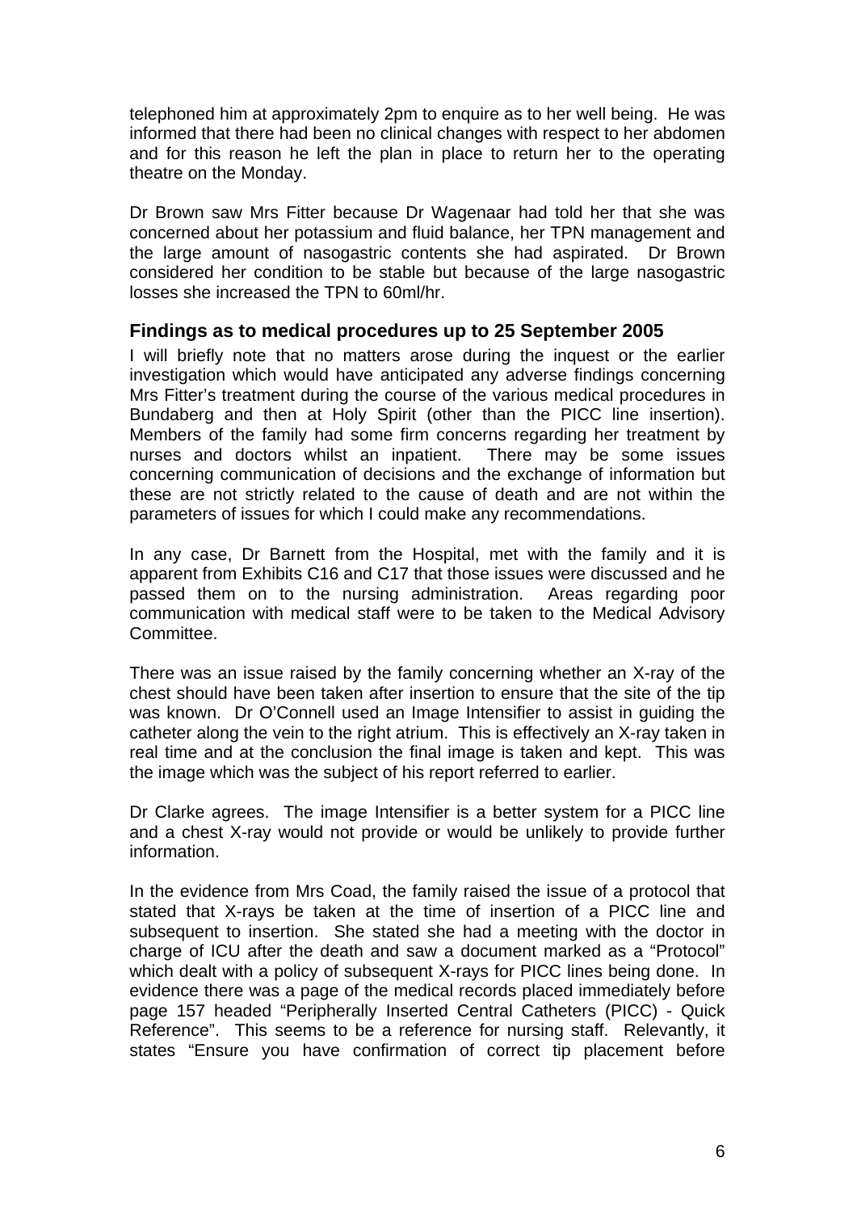telephoned him at approximately 2pm to enquire as to her well being. He was informed that there had been no clinical changes with respect to her abdomen and for this reason he left the plan in place to return her to the operating theatre on the Monday.

Dr Brown saw Mrs Fitter because Dr Wagenaar had told her that she was concerned about her potassium and fluid balance, her TPN management and the large amount of nasogastric contents she had aspirated. Dr Brown considered her condition to be stable but because of the large nasogastric losses she increased the TPN to 60ml/hr.

## Findings as to medical procedures up to 25 September 2005

I will briefly note that no matters arose during the inquest or the earlier investigation which would have anticipated any adverse findings concerning Mrs Fitter's treatment during the course of the various medical procedures in Bundaberg and then at Holy Spirit (other than the PICC line insertion). Members of the family had some firm concerns regarding her treatment by nurses and doctors whilst an inpatient. There may be some issues concerning communication of decisions and the exchange of information but these are not strictly related to the cause of death and are not within the parameters of issues for which I could make any recommendations.

In any case, Dr Barnett from the Hospital, met with the family and it is apparent from Exhibits C16 and C17 that those issues were discussed and he passed them on to the nursing administration. Areas regarding poor communication with medical staff were to be taken to the Medical Advisory Committee.

There was an issue raised by the family concerning whether an X-ray of the chest should have been taken after insertion to ensure that the site of the tip was known. Dr O'Connell used an Image Intensifier to assist in guiding the catheter along the vein to the right atrium. This is effectively an X-ray taken in real time and at the conclusion the final image is taken and kept. This was the image which was the subject of his report referred to earlier.

Dr Clarke agrees. The image Intensifier is a better system for a PICC line and a chest X-ray would not provide or would be unlikely to provide further information.

In the evidence from Mrs Coad, the family raised the issue of a protocol that stated that X-rays be taken at the time of insertion of a PICC line and subsequent to insertion. She stated she had a meeting with the doctor in charge of ICU after the death and saw a document marked as a "Protocol" which dealt with a policy of subsequent X-rays for PICC lines being done. In evidence there was a page of the medical records placed immediately before page 157 headed "Peripherally Inserted Central Catheters (PICC) - Quick Reference". This seems to be a reference for nursing staff. Relevantly, it states "Ensure you have confirmation of correct tip placement before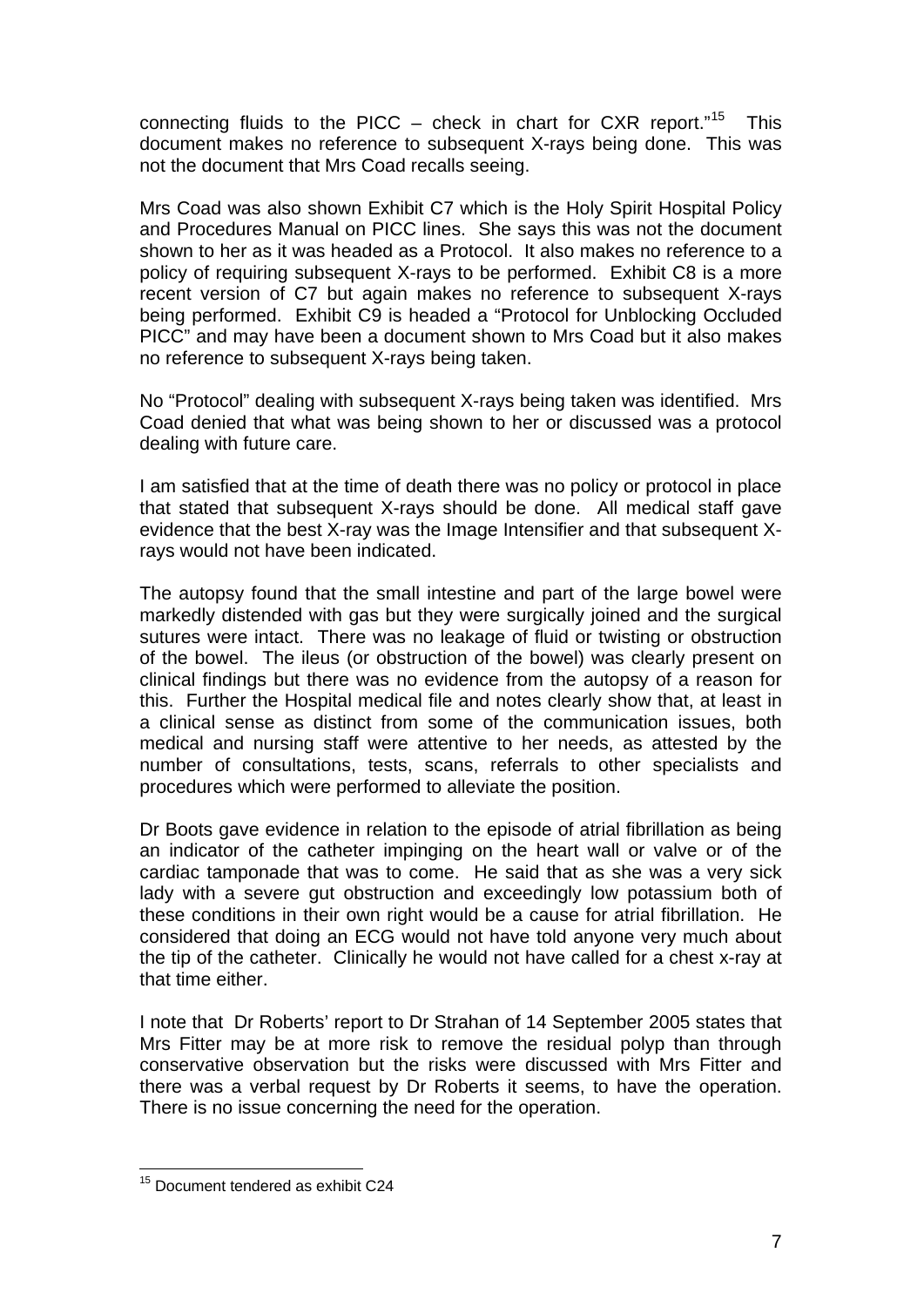connecting fluids to the PICC – check in chart for CXR report."[15] This document makes no reference to subsequent X-rays being done. This was not the document that Mrs Coad recalls seeing.

Mrs Coad was also shown Exhibit C7 which is the Holy Spirit Hospital Policy and Procedures Manual on PICC lines. She says this was not the document shown to her as it was headed as a Protocol. It also makes no reference to a policy of requiring subsequent X-rays to be performed. Exhibit C8 is a more recent version of C7 but again makes no reference to subsequent X-rays being performed. Exhibit C9 is headed a "Protocol for Unblocking Occluded PICC" and may have been a document shown to Mrs Coad but it also makes no reference to subsequent X-rays being taken.

No "Protocol" dealing with subsequent X-rays being taken was identified. Mrs Coad denied that what was being shown to her or discussed was a protocol dealing with future care.

I am satisfied that at the time of death there was no policy or protocol in place that stated that subsequent X-rays should be done. All medical staff gave evidence that the best X-ray was the Image Intensifier and that subsequent X-rays would not have been indicated.

The autopsy found that the small intestine and part of the large bowel were markedly distended with gas but they were surgically joined and the surgical sutures were intact. There was no leakage of fluid or twisting or obstruction of the bowel. The ileus (or obstruction of the bowel) was clearly present on clinical findings but there was no evidence from the autopsy of a reason for this. Further the Hospital medical file and notes clearly show that, at least in a clinical sense as distinct from some of the communication issues, both medical and nursing staff were attentive to her needs, as attested by the number of consultations, tests, scans, referrals to other specialists and procedures which were performed to alleviate the position.

Dr Boots gave evidence in relation to the episode of atrial fibrillation as being an indicator of the catheter impinging on the heart wall or valve or of the cardiac tamponade that was to come. He said that as she was a very sick lady with a severe gut obstruction and exceedingly low potassium both of these conditions in their own right would be a cause for atrial fibrillation. He considered that doing an ECG would not have told anyone very much about the tip of the catheter. Clinically he would not have called for a chest x-ray at that time either.

I note that Dr Roberts' report to Dr Strahan of 14 September 2005 states that Mrs Fitter may be at more risk to remove the residual polyp than through conservative observation but the risks were discussed with Mrs Fitter and there was a verbal request by Dr Roberts it seems, to have the operation. There is no issue concerning the need for the operation.

---

[15] Document tendered as exhibit C24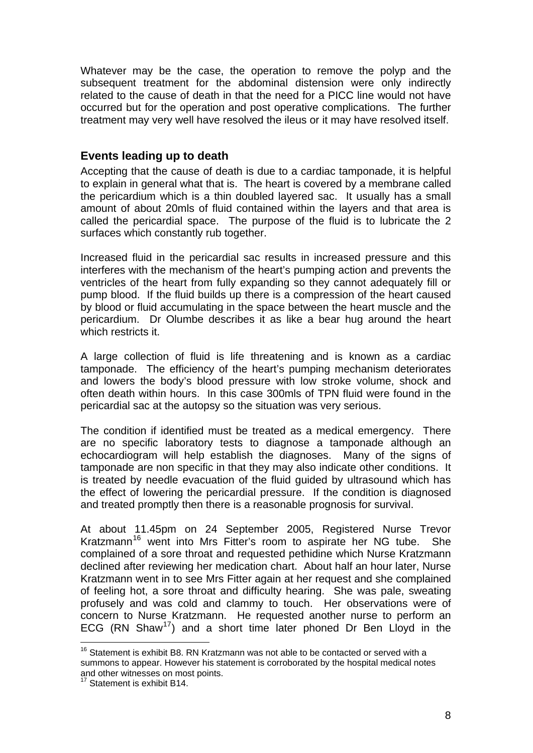Whatever may be the case, the operation to remove the polyp and the subsequent treatment for the abdominal distension were only indirectly related to the cause of death in that the need for a PICC line would not have occurred but for the operation and post operative complications. The further treatment may very well have resolved the ileus or it may have resolved itself.

## Events leading up to death

Accepting that the cause of death is due to a cardiac tamponade, it is helpful to explain in general what that is. The heart is covered by a membrane called the pericardium which is a thin doubled layered sac. It usually has a small amount of about 20mls of fluid contained within the layers and that area is called the pericardial space. The purpose of the fluid is to lubricate the 2 surfaces which constantly rub together.

Increased fluid in the pericardial sac results in increased pressure and this interferes with the mechanism of the heart's pumping action and prevents the ventricles of the heart from fully expanding so they cannot adequately fill or pump blood. If the fluid builds up there is a compression of the heart caused by blood or fluid accumulating in the space between the heart muscle and the pericardium. Dr Olumbe describes it as like a bear hug around the heart which restricts it.

A large collection of fluid is life threatening and is known as a cardiac tamponade. The efficiency of the heart's pumping mechanism deteriorates and lowers the body's blood pressure with low stroke volume, shock and often death within hours. In this case 300mls of TPN fluid were found in the pericardial sac at the autopsy so the situation was very serious.

The condition if identified must be treated as a medical emergency. There are no specific laboratory tests to diagnose a tamponade although an echocardiogram will help establish the diagnoses. Many of the signs of tamponade are non specific in that they may also indicate other conditions. It is treated by needle evacuation of the fluid guided by ultrasound which has the effect of lowering the pericardial pressure. If the condition is diagnosed and treated promptly then there is a reasonable prognosis for survival.

At about 11.45pm on 24 September 2005, Registered Nurse Trevor Kratzmann[16] went into Mrs Fitter's room to aspirate her NG tube. She complained of a sore throat and requested pethidine which Nurse Kratzmann declined after reviewing her medication chart. About half an hour later, Nurse Kratzmann went in to see Mrs Fitter again at her request and she complained of feeling hot, a sore throat and difficulty hearing. She was pale, sweating profusely and was cold and clammy to touch. Her observations were of concern to Nurse Kratzmann. He requested another nurse to perform an ECG (RN Shaw[17]) and a short time later phoned Dr Ben Lloyd in the

---

[16] Statement is exhibit B8. RN Kratzmann was not able to be contacted or served with a summons to appear. However his statement is corroborated by the hospital medical notes and other witnesses on most points.

[17] Statement is exhibit B14.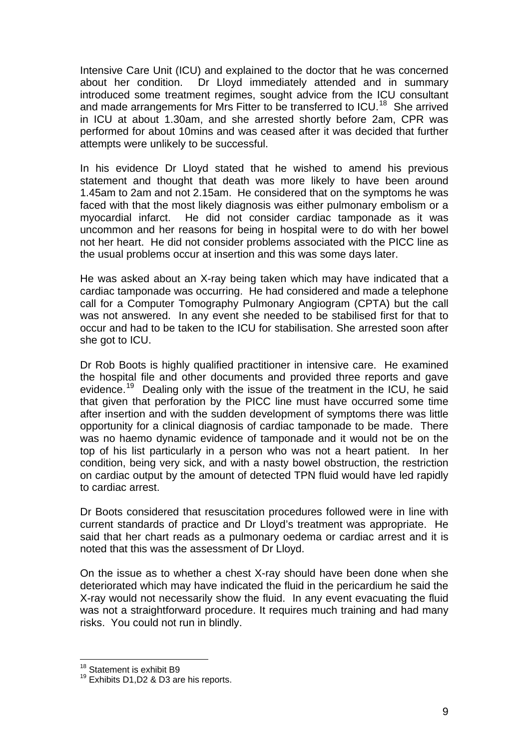Intensive Care Unit (ICU) and explained to the doctor that he was concerned about her condition. Dr Lloyd immediately attended and in summary introduced some treatment regimes, sought advice from the ICU consultant and made arrangements for Mrs Fitter to be transferred to ICU.[18] She arrived in ICU at about 1.30am, and she arrested shortly before 2am, CPR was performed for about 10mins and was ceased after it was decided that further attempts were unlikely to be successful.

In his evidence Dr Lloyd stated that he wished to amend his previous statement and thought that death was more likely to have been around 1.45am to 2am and not 2.15am. He considered that on the symptoms he was faced with that the most likely diagnosis was either pulmonary embolism or a myocardial infarct. He did not consider cardiac tamponade as it was uncommon and her reasons for being in hospital were to do with her bowel not her heart. He did not consider problems associated with the PICC line as the usual problems occur at insertion and this was some days later.

He was asked about an X-ray being taken which may have indicated that a cardiac tamponade was occurring. He had considered and made a telephone call for a Computer Tomography Pulmonary Angiogram (CPTA) but the call was not answered. In any event she needed to be stabilised first for that to occur and had to be taken to the ICU for stabilisation. She arrested soon after she got to ICU.

Dr Rob Boots is highly qualified practitioner in intensive care. He examined the hospital file and other documents and provided three reports and gave evidence.[19] Dealing only with the issue of the treatment in the ICU, he said that given that perforation by the PICC line must have occurred some time after insertion and with the sudden development of symptoms there was little opportunity for a clinical diagnosis of cardiac tamponade to be made. There was no haemo dynamic evidence of tamponade and it would not be on the top of his list particularly in a person who was not a heart patient. In her condition, being very sick, and with a nasty bowel obstruction, the restriction on cardiac output by the amount of detected TPN fluid would have led rapidly to cardiac arrest.

Dr Boots considered that resuscitation procedures followed were in line with current standards of practice and Dr Lloyd's treatment was appropriate. He said that her chart reads as a pulmonary oedema or cardiac arrest and it is noted that this was the assessment of Dr Lloyd.

On the issue as to whether a chest X-ray should have been done when she deteriorated which may have indicated the fluid in the pericardium he said the X-ray would not necessarily show the fluid. In any event evacuating the fluid was not a straightforward procedure. It requires much training and had many risks. You could not run in blindly.

---

[18] Statement is exhibit B9

[19] Exhibits D1,D2 & D3 are his reports.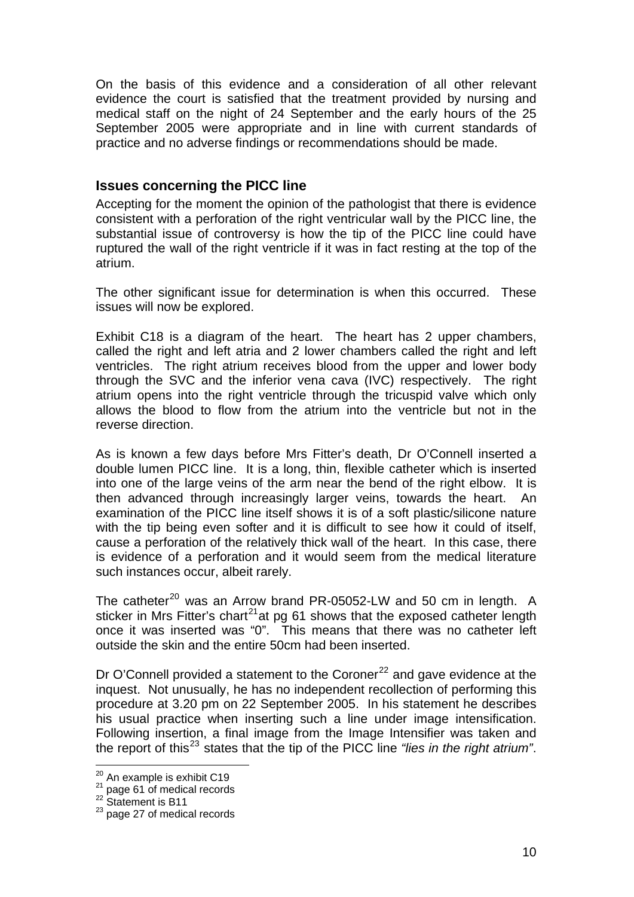On the basis of this evidence and a consideration of all other relevant evidence the court is satisfied that the treatment provided by nursing and medical staff on the night of 24 September and the early hours of the 25 September 2005 were appropriate and in line with current standards of practice and no adverse findings or recommendations should be made.

### Issues concerning the PICC line

Accepting for the moment the opinion of the pathologist that there is evidence consistent with a perforation of the right ventricular wall by the PICC line, the substantial issue of controversy is how the tip of the PICC line could have ruptured the wall of the right ventricle if it was in fact resting at the top of the atrium.

The other significant issue for determination is when this occurred. These issues will now be explored.

Exhibit C18 is a diagram of the heart. The heart has 2 upper chambers, called the right and left atria and 2 lower chambers called the right and left ventricles. The right atrium receives blood from the upper and lower body through the SVC and the inferior vena cava (IVC) respectively. The right atrium opens into the right ventricle through the tricuspid valve which only allows the blood to flow from the atrium into the ventricle but not in the reverse direction.

As is known a few days before Mrs Fitter's death, Dr O'Connell inserted a double lumen PICC line. It is a long, thin, flexible catheter which is inserted into one of the large veins of the arm near the bend of the right elbow. It is then advanced through increasingly larger veins, towards the heart. An examination of the PICC line itself shows it is of a soft plastic/silicone nature with the tip being even softer and it is difficult to see how it could of itself, cause a perforation of the relatively thick wall of the heart. In this case, there is evidence of a perforation and it would seem from the medical literature such instances occur, albeit rarely.

The catheter[20] was an Arrow brand PR-05052-LW and 50 cm in length. A sticker in Mrs Fitter's chart[21] at pg 61 shows that the exposed catheter length once it was inserted was "0". This means that there was no catheter left outside the skin and the entire 50cm had been inserted.

Dr O'Connell provided a statement to the Coroner[22] and gave evidence at the inquest. Not unusually, he has no independent recollection of performing this procedure at 3.20 pm on 22 September 2005. In his statement he describes his usual practice when inserting such a line under image intensification. Following insertion, a final image from the Image Intensifier was taken and the report of this[23] states that the tip of the PICC line *"lies in the right atrium"*.

---

[20] An example is exhibit C19
[21] page 61 of medical records
[22] Statement is B11
[23] page 27 of medical records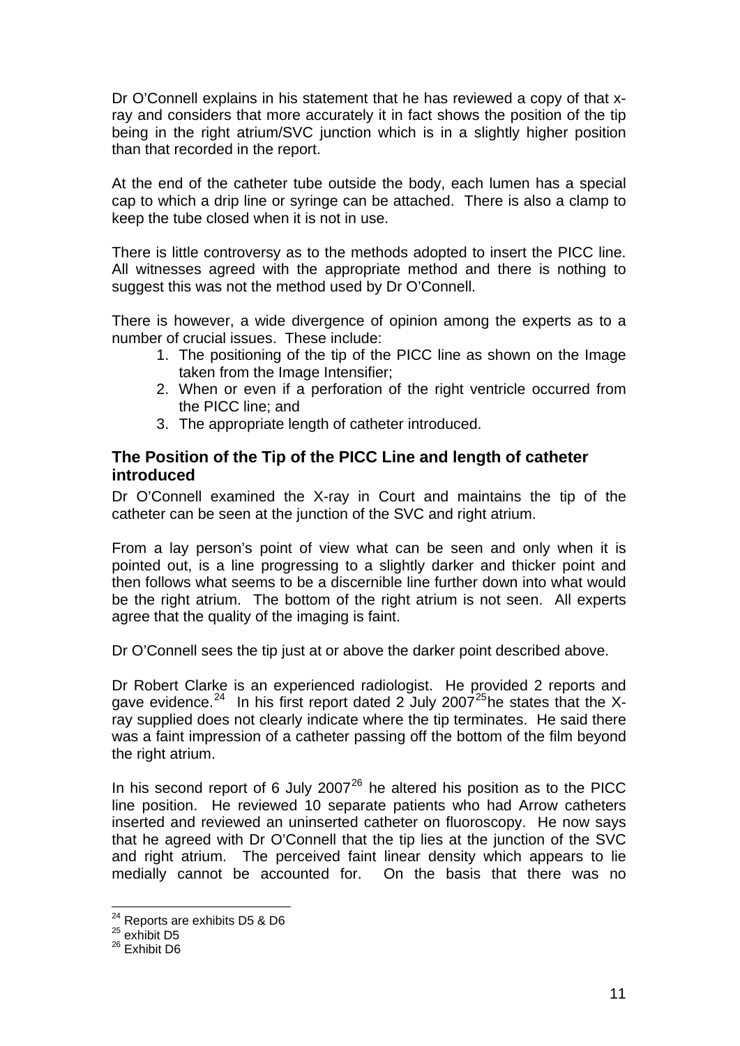Dr O'Connell explains in his statement that he has reviewed a copy of that x-ray and considers that more accurately it in fact shows the position of the tip being in the right atrium/SVC junction which is in a slightly higher position than that recorded in the report.

At the end of the catheter tube outside the body, each lumen has a special cap to which a drip line or syringe can be attached. There is also a clamp to keep the tube closed when it is not in use.

There is little controversy as to the methods adopted to insert the PICC line. All witnesses agreed with the appropriate method and there is nothing to suggest this was not the method used by Dr O'Connell.

There is however, a wide divergence of opinion among the experts as to a number of crucial issues. These include:

1. The positioning of the tip of the PICC line as shown on the Image taken from the Image Intensifier;
2. When or even if a perforation of the right ventricle occurred from the PICC line; and
3. The appropriate length of catheter introduced.

### The Position of the Tip of the PICC Line and length of catheter introduced

Dr O'Connell examined the X-ray in Court and maintains the tip of the catheter can be seen at the junction of the SVC and right atrium.

From a lay person's point of view what can be seen and only when it is pointed out, is a line progressing to a slightly darker and thicker point and then follows what seems to be a discernible line further down into what would be the right atrium. The bottom of the right atrium is not seen. All experts agree that the quality of the imaging is faint.

Dr O'Connell sees the tip just at or above the darker point described above.

Dr Robert Clarke is an experienced radiologist. He provided 2 reports and gave evidence.[24] In his first report dated 2 July 2007[25] he states that the X-ray supplied does not clearly indicate where the tip terminates. He said there was a faint impression of a catheter passing off the bottom of the film beyond the right atrium.

In his second report of 6 July 2007[26] he altered his position as to the PICC line position. He reviewed 10 separate patients who had Arrow catheters inserted and reviewed an uninserted catheter on fluoroscopy. He now says that he agreed with Dr O'Connell that the tip lies at the junction of the SVC and right atrium. The perceived faint linear density which appears to lie medially cannot be accounted for. On the basis that there was no

---

[24] Reports are exhibits D5 & D6

[25] exhibit D5

[26] Exhibit D6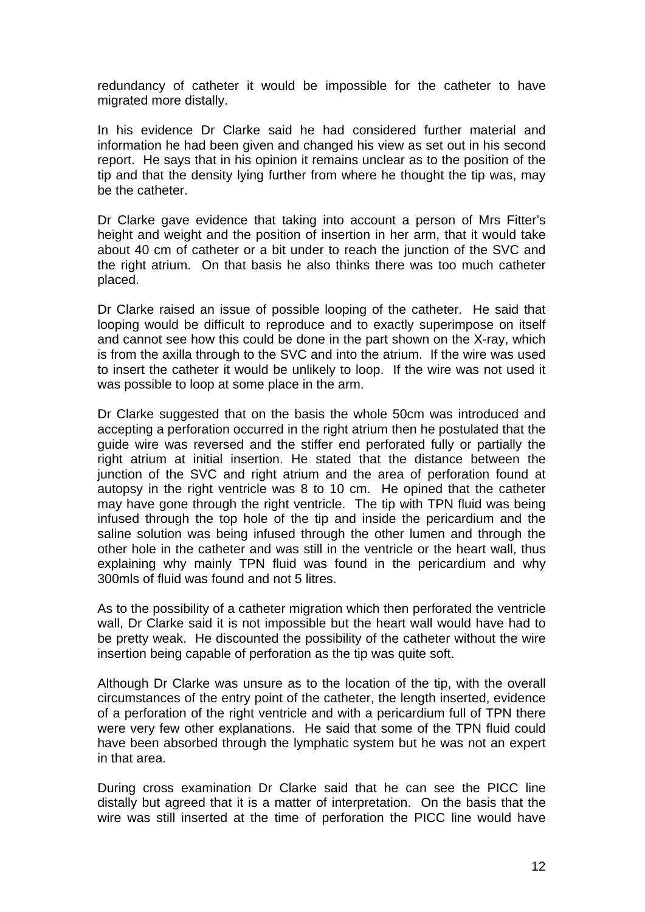redundancy of catheter it would be impossible for the catheter to have migrated more distally.

In his evidence Dr Clarke said he had considered further material and information he had been given and changed his view as set out in his second report. He says that in his opinion it remains unclear as to the position of the tip and that the density lying further from where he thought the tip was, may be the catheter.

Dr Clarke gave evidence that taking into account a person of Mrs Fitter's height and weight and the position of insertion in her arm, that it would take about 40 cm of catheter or a bit under to reach the junction of the SVC and the right atrium. On that basis he also thinks there was too much catheter placed.

Dr Clarke raised an issue of possible looping of the catheter. He said that looping would be difficult to reproduce and to exactly superimpose on itself and cannot see how this could be done in the part shown on the X-ray, which is from the axilla through to the SVC and into the atrium. If the wire was used to insert the catheter it would be unlikely to loop. If the wire was not used it was possible to loop at some place in the arm.

Dr Clarke suggested that on the basis the whole 50cm was introduced and accepting a perforation occurred in the right atrium then he postulated that the guide wire was reversed and the stiffer end perforated fully or partially the right atrium at initial insertion. He stated that the distance between the junction of the SVC and right atrium and the area of perforation found at autopsy in the right ventricle was 8 to 10 cm. He opined that the catheter may have gone through the right ventricle. The tip with TPN fluid was being infused through the top hole of the tip and inside the pericardium and the saline solution was being infused through the other lumen and through the other hole in the catheter and was still in the ventricle or the heart wall, thus explaining why mainly TPN fluid was found in the pericardium and why 300mls of fluid was found and not 5 litres.

As to the possibility of a catheter migration which then perforated the ventricle wall, Dr Clarke said it is not impossible but the heart wall would have had to be pretty weak. He discounted the possibility of the catheter without the wire insertion being capable of perforation as the tip was quite soft.

Although Dr Clarke was unsure as to the location of the tip, with the overall circumstances of the entry point of the catheter, the length inserted, evidence of a perforation of the right ventricle and with a pericardium full of TPN there were very few other explanations. He said that some of the TPN fluid could have been absorbed through the lymphatic system but he was not an expert in that area.

During cross examination Dr Clarke said that he can see the PICC line distally but agreed that it is a matter of interpretation. On the basis that the wire was still inserted at the time of perforation the PICC line would have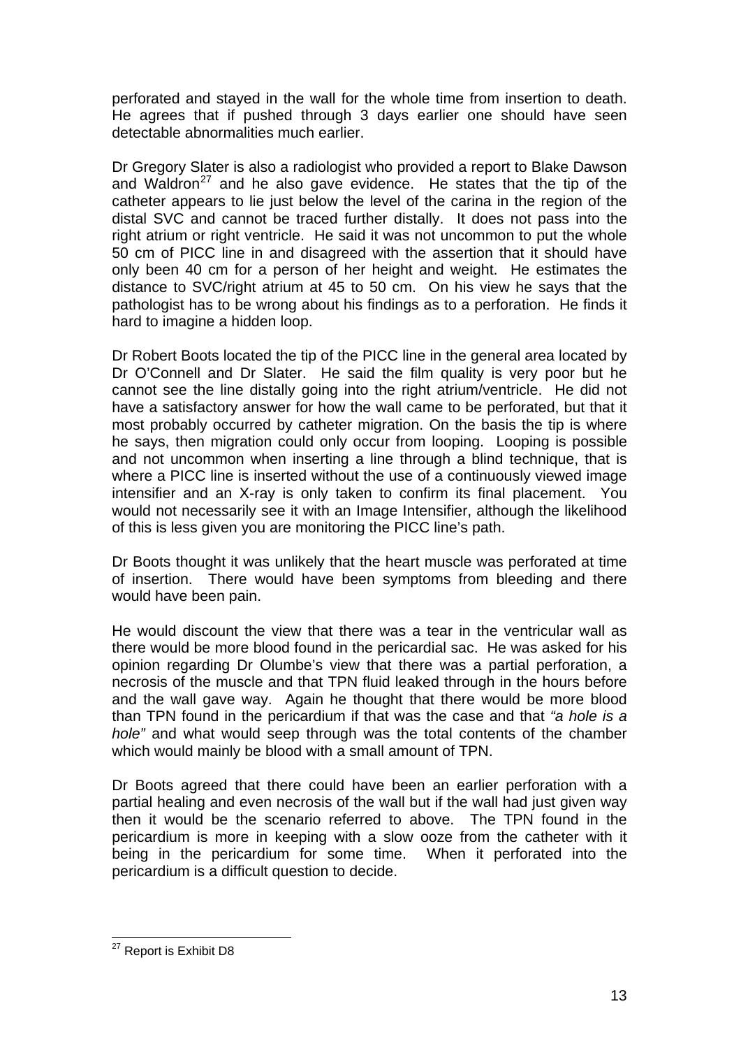perforated and stayed in the wall for the whole time from insertion to death. He agrees that if pushed through 3 days earlier one should have seen detectable abnormalities much earlier.

Dr Gregory Slater is also a radiologist who provided a report to Blake Dawson and Waldron[27] and he also gave evidence. He states that the tip of the catheter appears to lie just below the level of the carina in the region of the distal SVC and cannot be traced further distally. It does not pass into the right atrium or right ventricle. He said it was not uncommon to put the whole 50 cm of PICC line in and disagreed with the assertion that it should have only been 40 cm for a person of her height and weight. He estimates the distance to SVC/right atrium at 45 to 50 cm. On his view he says that the pathologist has to be wrong about his findings as to a perforation. He finds it hard to imagine a hidden loop.

Dr Robert Boots located the tip of the PICC line in the general area located by Dr O'Connell and Dr Slater. He said the film quality is very poor but he cannot see the line distally going into the right atrium/ventricle. He did not have a satisfactory answer for how the wall came to be perforated, but that it most probably occurred by catheter migration. On the basis the tip is where he says, then migration could only occur from looping. Looping is possible and not uncommon when inserting a line through a blind technique, that is where a PICC line is inserted without the use of a continuously viewed image intensifier and an X-ray is only taken to confirm its final placement. You would not necessarily see it with an Image Intensifier, although the likelihood of this is less given you are monitoring the PICC line's path.

Dr Boots thought it was unlikely that the heart muscle was perforated at time of insertion. There would have been symptoms from bleeding and there would have been pain.

He would discount the view that there was a tear in the ventricular wall as there would be more blood found in the pericardial sac. He was asked for his opinion regarding Dr Olumbe's view that there was a partial perforation, a necrosis of the muscle and that TPN fluid leaked through in the hours before and the wall gave way. Again he thought that there would be more blood than TPN found in the pericardium if that was the case and that *"a hole is a hole"* and what would seep through was the total contents of the chamber which would mainly be blood with a small amount of TPN.

Dr Boots agreed that there could have been an earlier perforation with a partial healing and even necrosis of the wall but if the wall had just given way then it would be the scenario referred to above. The TPN found in the pericardium is more in keeping with a slow ooze from the catheter with it being in the pericardium for some time. When it perforated into the pericardium is a difficult question to decide.

---

[27] Report is Exhibit D8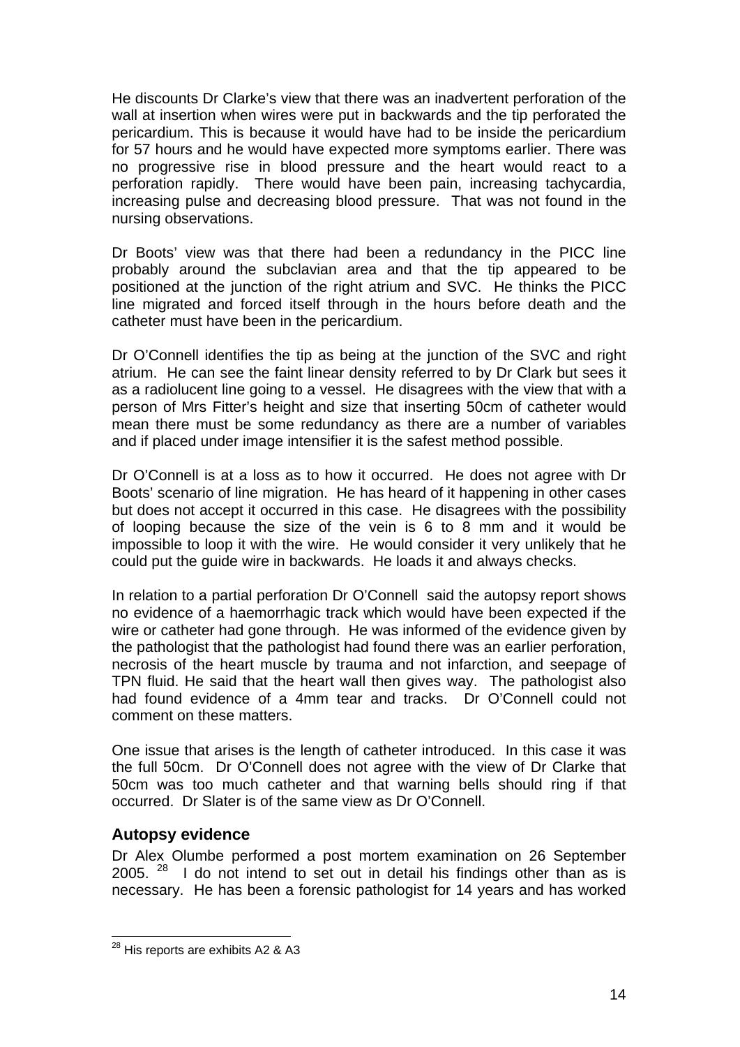He discounts Dr Clarke's view that there was an inadvertent perforation of the wall at insertion when wires were put in backwards and the tip perforated the pericardium. This is because it would have had to be inside the pericardium for 57 hours and he would have expected more symptoms earlier. There was no progressive rise in blood pressure and the heart would react to a perforation rapidly. There would have been pain, increasing tachycardia, increasing pulse and decreasing blood pressure. That was not found in the nursing observations.

Dr Boots' view was that there had been a redundancy in the PICC line probably around the subclavian area and that the tip appeared to be positioned at the junction of the right atrium and SVC. He thinks the PICC line migrated and forced itself through in the hours before death and the catheter must have been in the pericardium.

Dr O'Connell identifies the tip as being at the junction of the SVC and right atrium. He can see the faint linear density referred to by Dr Clark but sees it as a radiolucent line going to a vessel. He disagrees with the view that with a person of Mrs Fitter's height and size that inserting 50cm of catheter would mean there must be some redundancy as there are a number of variables and if placed under image intensifier it is the safest method possible.

Dr O'Connell is at a loss as to how it occurred. He does not agree with Dr Boots' scenario of line migration. He has heard of it happening in other cases but does not accept it occurred in this case. He disagrees with the possibility of looping because the size of the vein is 6 to 8 mm and it would be impossible to loop it with the wire. He would consider it very unlikely that he could put the guide wire in backwards. He loads it and always checks.

In relation to a partial perforation Dr O'Connell said the autopsy report shows no evidence of a haemorrhagic track which would have been expected if the wire or catheter had gone through. He was informed of the evidence given by the pathologist that the pathologist had found there was an earlier perforation, necrosis of the heart muscle by trauma and not infarction, and seepage of TPN fluid. He said that the heart wall then gives way. The pathologist also had found evidence of a 4mm tear and tracks. Dr O'Connell could not comment on these matters.

One issue that arises is the length of catheter introduced. In this case it was the full 50cm. Dr O'Connell does not agree with the view of Dr Clarke that 50cm was too much catheter and that warning bells should ring if that occurred. Dr Slater is of the same view as Dr O'Connell.

## Autopsy evidence

Dr Alex Olumbe performed a post mortem examination on 26 September 2005. [28] I do not intend to set out in detail his findings other than as is necessary. He has been a forensic pathologist for 14 years and has worked

---

[28] His reports are exhibits A2 & A3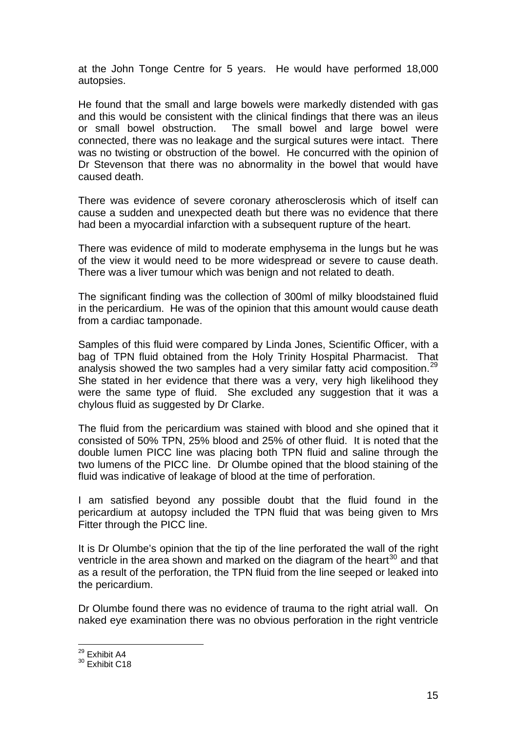at the John Tonge Centre for 5 years. He would have performed 18,000 autopsies.

He found that the small and large bowels were markedly distended with gas and this would be consistent with the clinical findings that there was an ileus or small bowel obstruction. The small bowel and large bowel were connected, there was no leakage and the surgical sutures were intact. There was no twisting or obstruction of the bowel. He concurred with the opinion of Dr Stevenson that there was no abnormality in the bowel that would have caused death.

There was evidence of severe coronary atherosclerosis which of itself can cause a sudden and unexpected death but there was no evidence that there had been a myocardial infarction with a subsequent rupture of the heart.

There was evidence of mild to moderate emphysema in the lungs but he was of the view it would need to be more widespread or severe to cause death. There was a liver tumour which was benign and not related to death.

The significant finding was the collection of 300ml of milky bloodstained fluid in the pericardium. He was of the opinion that this amount would cause death from a cardiac tamponade.

Samples of this fluid were compared by Linda Jones, Scientific Officer, with a bag of TPN fluid obtained from the Holy Trinity Hospital Pharmacist. That analysis showed the two samples had a very similar fatty acid composition.[29] She stated in her evidence that there was a very, very high likelihood they were the same type of fluid. She excluded any suggestion that it was a chylous fluid as suggested by Dr Clarke.

The fluid from the pericardium was stained with blood and she opined that it consisted of 50% TPN, 25% blood and 25% of other fluid. It is noted that the double lumen PICC line was placing both TPN fluid and saline through the two lumens of the PICC line. Dr Olumbe opined that the blood staining of the fluid was indicative of leakage of blood at the time of perforation.

I am satisfied beyond any possible doubt that the fluid found in the pericardium at autopsy included the TPN fluid that was being given to Mrs Fitter through the PICC line.

It is Dr Olumbe's opinion that the tip of the line perforated the wall of the right ventricle in the area shown and marked on the diagram of the heart[30] and that as a result of the perforation, the TPN fluid from the line seeped or leaked into the pericardium.

Dr Olumbe found there was no evidence of trauma to the right atrial wall. On naked eye examination there was no obvious perforation in the right ventricle

---

[29] Exhibit A4

[30] Exhibit C18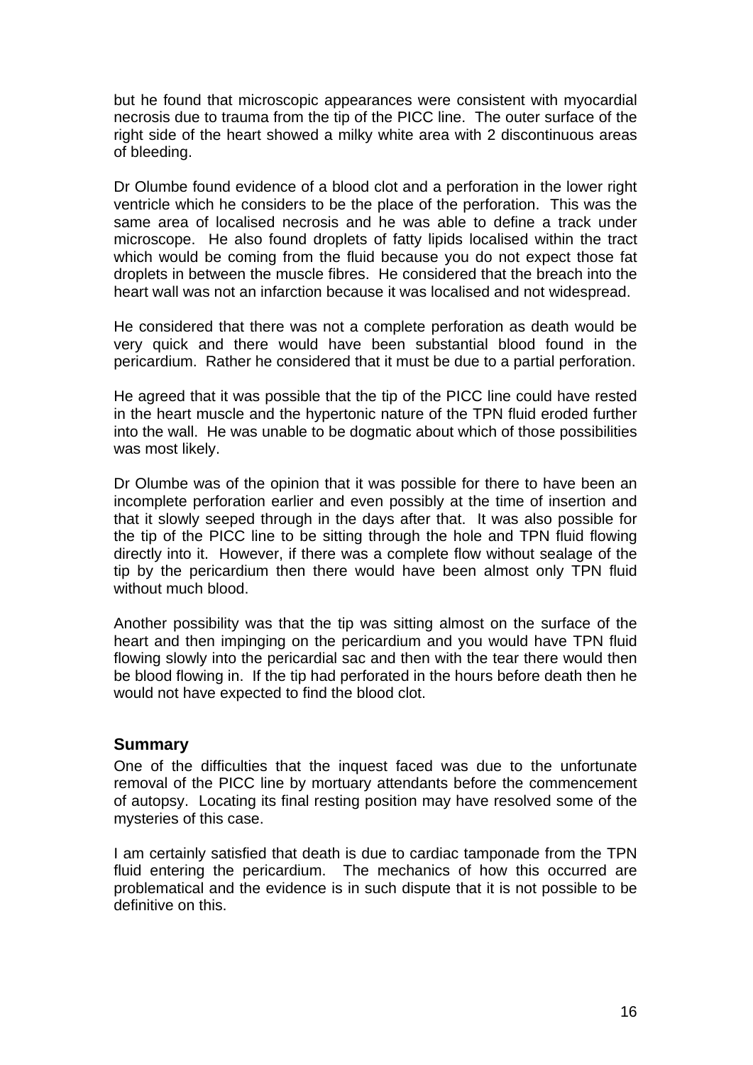but he found that microscopic appearances were consistent with myocardial necrosis due to trauma from the tip of the PICC line. The outer surface of the right side of the heart showed a milky white area with 2 discontinuous areas of bleeding.

Dr Olumbe found evidence of a blood clot and a perforation in the lower right ventricle which he considers to be the place of the perforation. This was the same area of localised necrosis and he was able to define a track under microscope. He also found droplets of fatty lipids localised within the tract which would be coming from the fluid because you do not expect those fat droplets in between the muscle fibres. He considered that the breach into the heart wall was not an infarction because it was localised and not widespread.

He considered that there was not a complete perforation as death would be very quick and there would have been substantial blood found in the pericardium. Rather he considered that it must be due to a partial perforation.

He agreed that it was possible that the tip of the PICC line could have rested in the heart muscle and the hypertonic nature of the TPN fluid eroded further into the wall. He was unable to be dogmatic about which of those possibilities was most likely.

Dr Olumbe was of the opinion that it was possible for there to have been an incomplete perforation earlier and even possibly at the time of insertion and that it slowly seeped through in the days after that. It was also possible for the tip of the PICC line to be sitting through the hole and TPN fluid flowing directly into it. However, if there was a complete flow without sealage of the tip by the pericardium then there would have been almost only TPN fluid without much blood.

Another possibility was that the tip was sitting almost on the surface of the heart and then impinging on the pericardium and you would have TPN fluid flowing slowly into the pericardial sac and then with the tear there would then be blood flowing in. If the tip had perforated in the hours before death then he would not have expected to find the blood clot.

## Summary

One of the difficulties that the inquest faced was due to the unfortunate removal of the PICC line by mortuary attendants before the commencement of autopsy. Locating its final resting position may have resolved some of the mysteries of this case.

I am certainly satisfied that death is due to cardiac tamponade from the TPN fluid entering the pericardium. The mechanics of how this occurred are problematical and the evidence is in such dispute that it is not possible to be definitive on this.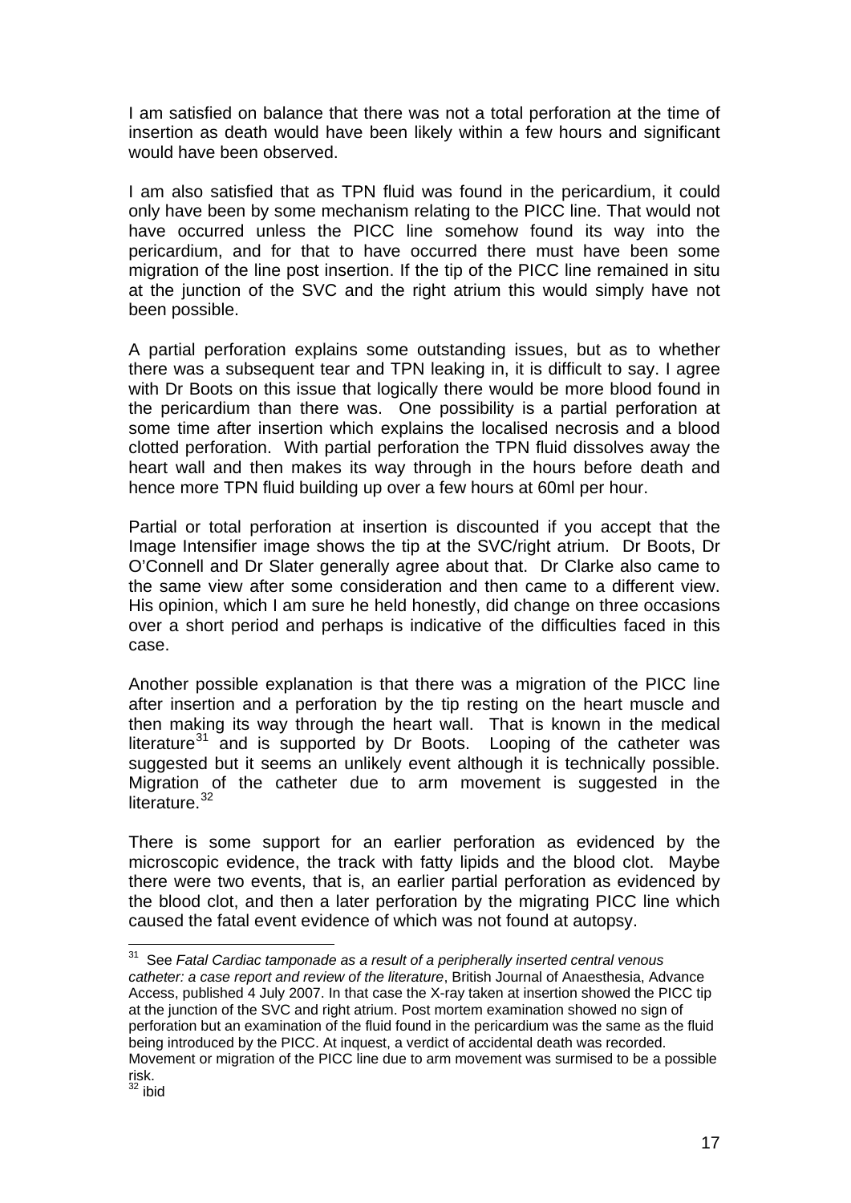I am satisfied on balance that there was not a total perforation at the time of insertion as death would have been likely within a few hours and significant would have been observed.

I am also satisfied that as TPN fluid was found in the pericardium, it could only have been by some mechanism relating to the PICC line. That would not have occurred unless the PICC line somehow found its way into the pericardium, and for that to have occurred there must have been some migration of the line post insertion. If the tip of the PICC line remained in situ at the junction of the SVC and the right atrium this would simply have not been possible.

A partial perforation explains some outstanding issues, but as to whether there was a subsequent tear and TPN leaking in, it is difficult to say. I agree with Dr Boots on this issue that logically there would be more blood found in the pericardium than there was. One possibility is a partial perforation at some time after insertion which explains the localised necrosis and a blood clotted perforation. With partial perforation the TPN fluid dissolves away the heart wall and then makes its way through in the hours before death and hence more TPN fluid building up over a few hours at 60ml per hour.

Partial or total perforation at insertion is discounted if you accept that the Image Intensifier image shows the tip at the SVC/right atrium. Dr Boots, Dr O'Connell and Dr Slater generally agree about that. Dr Clarke also came to the same view after some consideration and then came to a different view. His opinion, which I am sure he held honestly, did change on three occasions over a short period and perhaps is indicative of the difficulties faced in this case.

Another possible explanation is that there was a migration of the PICC line after insertion and a perforation by the tip resting on the heart muscle and then making its way through the heart wall. That is known in the medical literature[31] and is supported by Dr Boots. Looping of the catheter was suggested but it seems an unlikely event although it is technically possible. Migration of the catheter due to arm movement is suggested in the literature.[32]

There is some support for an earlier perforation as evidenced by the microscopic evidence, the track with fatty lipids and the blood clot. Maybe there were two events, that is, an earlier partial perforation as evidenced by the blood clot, and then a later perforation by the migrating PICC line which caused the fatal event evidence of which was not found at autopsy.

---

[31] See *Fatal Cardiac tamponade as a result of a peripherally inserted central venous catheter: a case report and review of the literature*, British Journal of Anaesthesia, Advance Access, published 4 July 2007. In that case the X-ray taken at insertion showed the PICC tip at the junction of the SVC and right atrium. Post mortem examination showed no sign of perforation but an examination of the fluid found in the pericardium was the same as the fluid being introduced by the PICC. At inquest, a verdict of accidental death was recorded. Movement or migration of the PICC line due to arm movement was surmised to be a possible risk.

[32] ibid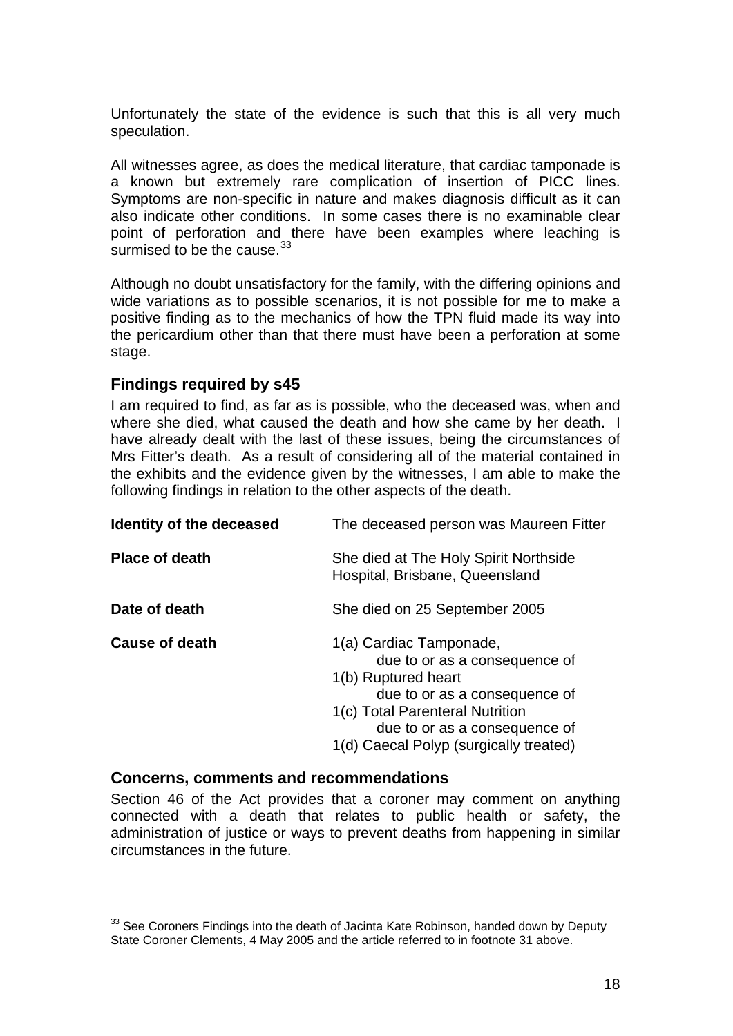Unfortunately the state of the evidence is such that this is all very much speculation.

All witnesses agree, as does the medical literature, that cardiac tamponade is a known but extremely rare complication of insertion of PICC lines. Symptoms are non-specific in nature and makes diagnosis difficult as it can also indicate other conditions. In some cases there is no examinable clear point of perforation and there have been examples where leaching is surmised to be the cause.[33]

Although no doubt unsatisfactory for the family, with the differing opinions and wide variations as to possible scenarios, it is not possible for me to make a positive finding as to the mechanics of how the TPN fluid made its way into the pericardium other than that there must have been a perforation at some stage.

## Findings required by s45

I am required to find, as far as is possible, who the deceased was, when and where she died, what caused the death and how she came by her death. I have already dealt with the last of these issues, being the circumstances of Mrs Fitter's death. As a result of considering all of the material contained in the exhibits and the evidence given by the witnesses, I am able to make the following findings in relation to the other aspects of the death.

**Identity of the deceased** — The deceased person was Maureen Fitter

**Place of death** — She died at The Holy Spirit Northside Hospital, Brisbane, Queensland

**Date of death** — She died on 25 September 2005

**Cause of death** —
1(a) Cardiac Tamponade,
  due to or as a consequence of
1(b) Ruptured heart
  due to or as a consequence of
1(c) Total Parenteral Nutrition
  due to or as a consequence of
1(d) Caecal Polyp (surgically treated)

## Concerns, comments and recommendations

Section 46 of the Act provides that a coroner may comment on anything connected with a death that relates to public health or safety, the administration of justice or ways to prevent deaths from happening in similar circumstances in the future.

---

[33] See Coroners Findings into the death of Jacinta Kate Robinson, handed down by Deputy State Coroner Clements, 4 May 2005 and the article referred to in footnote 31 above.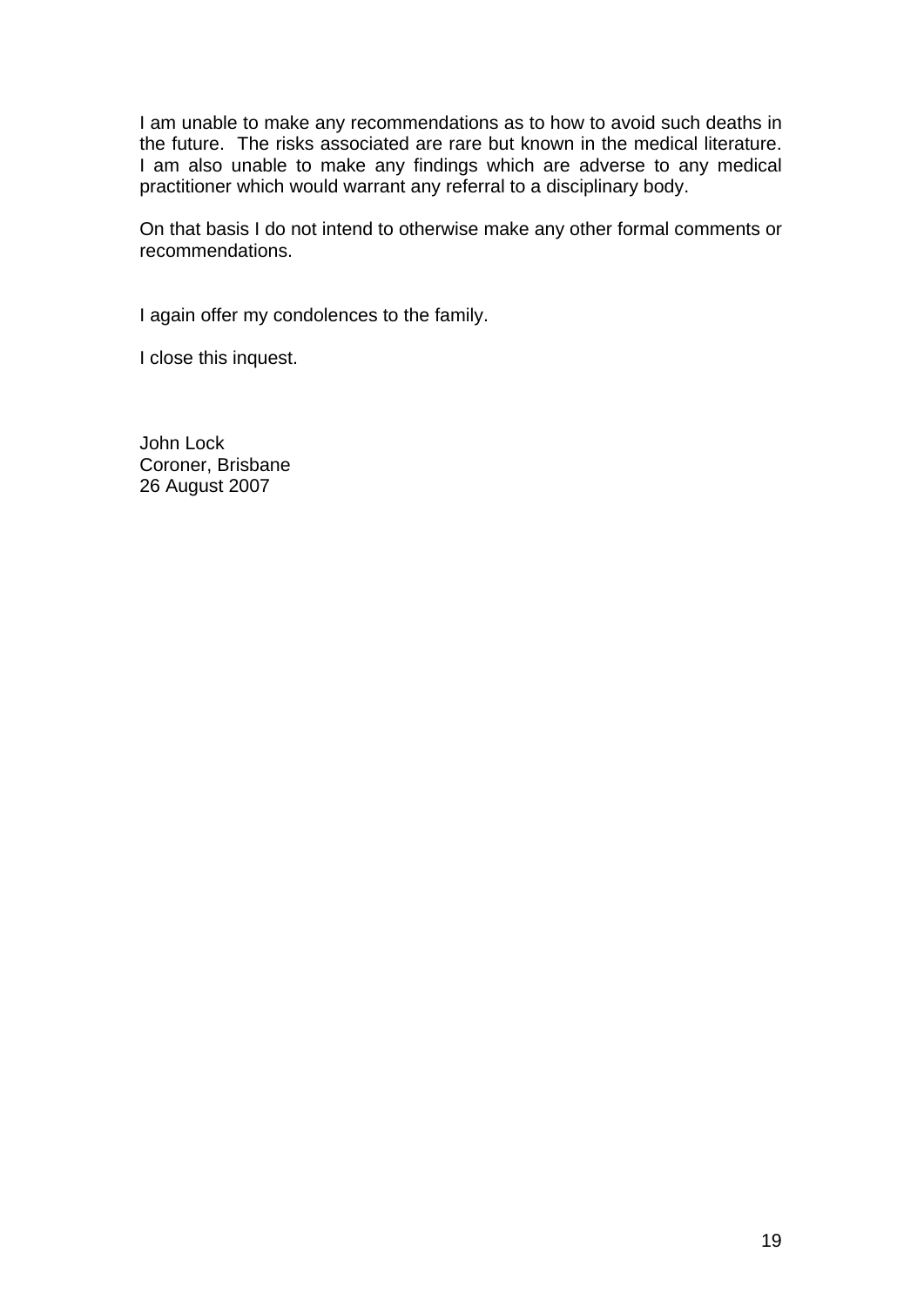I am unable to make any recommendations as to how to avoid such deaths in the future. The risks associated are rare but known in the medical literature. I am also unable to make any findings which are adverse to any medical practitioner which would warrant any referral to a disciplinary body.

On that basis I do not intend to otherwise make any other formal comments or recommendations.

I again offer my condolences to the family.

I close this inquest.

John Lock
Coroner, Brisbane
26 August 2007